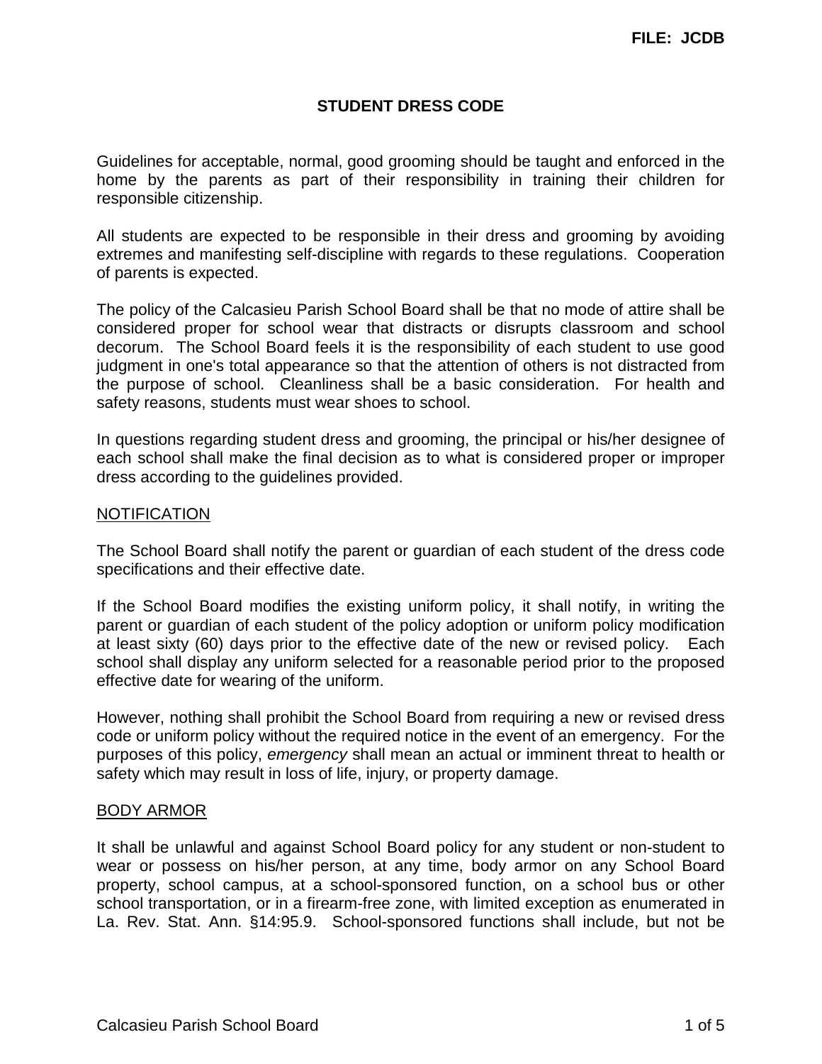FILE: JCDB

# STUDENT DRESS CODE

Guidelines for acceptable, normal, good grooming should be taught and enforced in the home by the parents as part of their responsibility in training their children for responsible citizenship.

All students are expected to be responsible in their dress and grooming by avoiding extremes and manifesting self-discipline with regards to these regulations. Cooperation of parents is expected.

The policy of the Calcasieu Parish School Board shall be that no mode of attire shall be considered proper for school wear that distracts or disrupts classroom and school decorum. The School Board feels it is the responsibility of each student to use good judgment in one's total appearance so that the attention of others is not distracted from the purpose of school. Cleanliness shall be a basic consideration. For health and safety reasons, students must wear shoes to school.

In questions regarding student dress and grooming, the principal or his/her designee of each school shall make the final decision as to what is considered proper or improper dress according to the guidelines provided.

## NOTIFICATION

The School Board shall notify the parent or guardian of each student of the dress code specifications and their effective date.

If the School Board modifies the existing uniform policy, it shall notify, in writing the parent or guardian of each student of the policy adoption or uniform policy modification at least sixty (60) days prior to the effective date of the new or revised policy. Each school shall display any uniform selected for a reasonable period prior to the proposed effective date for wearing of the uniform.

However, nothing shall prohibit the School Board from requiring a new or revised dress code or uniform policy without the required notice in the event of an emergency. For the purposes of this policy, *emergency* shall mean an actual or imminent threat to health or safety which may result in loss of life, injury, or property damage.

## BODY ARMOR

It shall be unlawful and against School Board policy for any student or non-student to wear or possess on his/her person, at any time, body armor on any School Board property, school campus, at a school-sponsored function, on a school bus or other school transportation, or in a firearm-free zone, with limited exception as enumerated in La. Rev. Stat. Ann. §14:95.9. School-sponsored functions shall include, but not be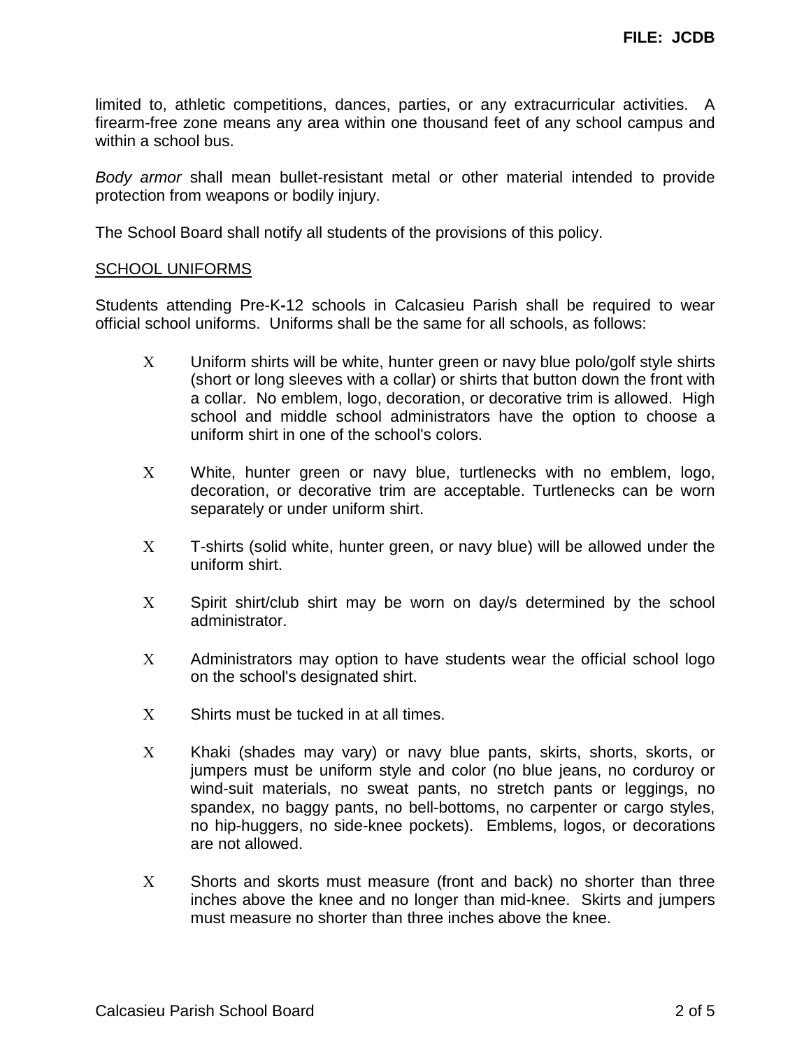limited to, athletic competitions, dances, parties, or any extracurricular activities. A firearm-free zone means any area within one thousand feet of any school campus and within a school bus.

*Body armor* shall mean bullet-resistant metal or other material intended to provide protection from weapons or bodily injury.

The School Board shall notify all students of the provisions of this policy.

## SCHOOL UNIFORMS

Students attending Pre-K-12 schools in Calcasieu Parish shall be required to wear official school uniforms. Uniforms shall be the same for all schools, as follows:

- Uniform shirts will be white, hunter green or navy blue polo/golf style shirts (short or long sleeves with a collar) or shirts that button down the front with a collar. No emblem, logo, decoration, or decorative trim is allowed. High school and middle school administrators have the option to choose a uniform shirt in one of the school's colors.
- White, hunter green or navy blue, turtlenecks with no emblem, logo, decoration, or decorative trim are acceptable. Turtlenecks can be worn separately or under uniform shirt.
- T-shirts (solid white, hunter green, or navy blue) will be allowed under the uniform shirt.
- Spirit shirt/club shirt may be worn on day/s determined by the school administrator.
- Administrators may option to have students wear the official school logo on the school's designated shirt.
- Shirts must be tucked in at all times.
- Khaki (shades may vary) or navy blue pants, skirts, shorts, skorts, or jumpers must be uniform style and color (no blue jeans, no corduroy or wind-suit materials, no sweat pants, no stretch pants or leggings, no spandex, no baggy pants, no bell-bottoms, no carpenter or cargo styles, no hip-huggers, no side-knee pockets). Emblems, logos, or decorations are not allowed.
- Shorts and skorts must measure (front and back) no shorter than three inches above the knee and no longer than mid-knee. Skirts and jumpers must measure no shorter than three inches above the knee.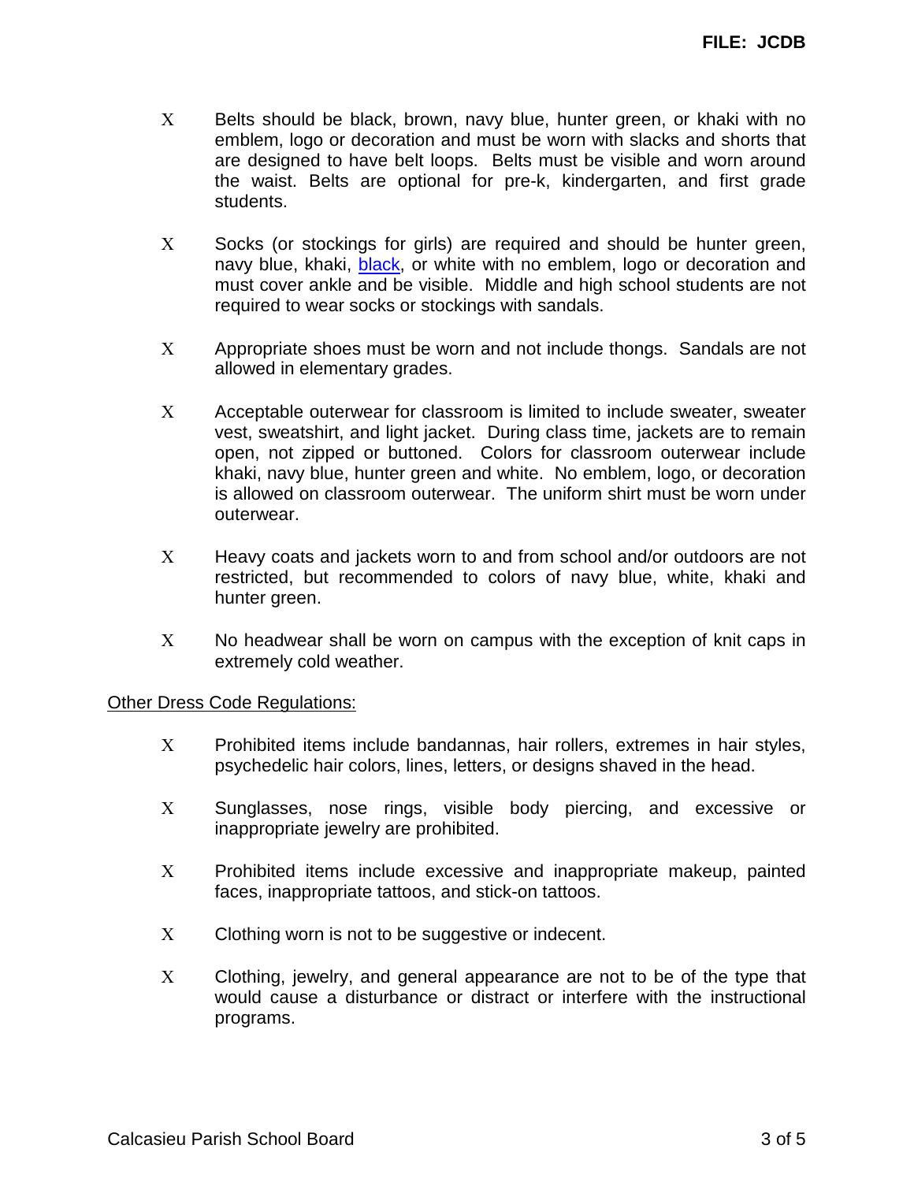- Belts should be black, brown, navy blue, hunter green, or khaki with no emblem, logo or decoration and must be worn with slacks and shorts that are designed to have belt loops. Belts must be visible and worn around the waist. Belts are optional for pre-k, kindergarten, and first grade students.

- Socks (or stockings for girls) are required and should be hunter green, navy blue, khaki, black, or white with no emblem, logo or decoration and must cover ankle and be visible. Middle and high school students are not required to wear socks or stockings with sandals.

- Appropriate shoes must be worn and not include thongs. Sandals are not allowed in elementary grades.

- Acceptable outerwear for classroom is limited to include sweater, sweater vest, sweatshirt, and light jacket. During class time, jackets are to remain open, not zipped or buttoned. Colors for classroom outerwear include khaki, navy blue, hunter green and white. No emblem, logo, or decoration is allowed on classroom outerwear. The uniform shirt must be worn under outerwear.

- Heavy coats and jackets worn to and from school and/or outdoors are not restricted, but recommended to colors of navy blue, white, khaki and hunter green.

- No headwear shall be worn on campus with the exception of knit caps in extremely cold weather.

Other Dress Code Regulations:

- Prohibited items include bandannas, hair rollers, extremes in hair styles, psychedelic hair colors, lines, letters, or designs shaved in the head.

- Sunglasses, nose rings, visible body piercing, and excessive or inappropriate jewelry are prohibited.

- Prohibited items include excessive and inappropriate makeup, painted faces, inappropriate tattoos, and stick-on tattoos.

- Clothing worn is not to be suggestive or indecent.

- Clothing, jewelry, and general appearance are not to be of the type that would cause a disturbance or distract or interfere with the instructional programs.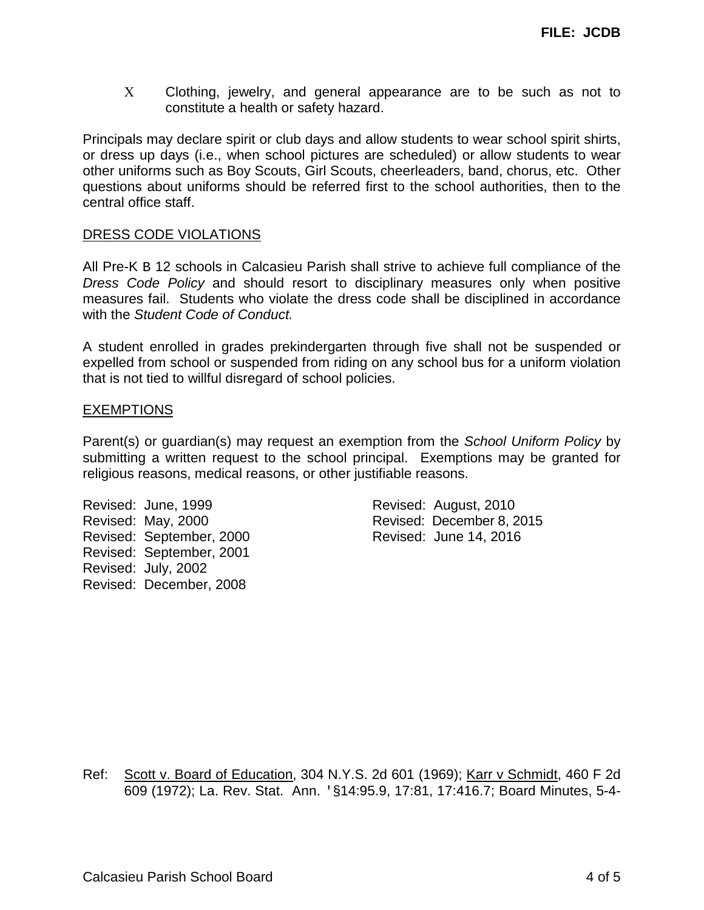- Clothing, jewelry, and general appearance are to be such as not to constitute a health or safety hazard.

Principals may declare spirit or club days and allow students to wear school spirit shirts, or dress up days (i.e., when school pictures are scheduled) or allow students to wear other uniforms such as Boy Scouts, Girl Scouts, cheerleaders, band, chorus, etc. Other questions about uniforms should be referred first to the school authorities, then to the central office staff.

DRESS CODE VIOLATIONS

All Pre-K B 12 schools in Calcasieu Parish shall strive to achieve full compliance of the *Dress Code Policy* and should resort to disciplinary measures only when positive measures fail. Students who violate the dress code shall be disciplined in accordance with the *Student Code of Conduct.*

A student enrolled in grades prekindergarten through five shall not be suspended or expelled from school or suspended from riding on any school bus for a uniform violation that is not tied to willful disregard of school policies.

EXEMPTIONS

Parent(s) or guardian(s) may request an exemption from the *School Uniform Policy* by submitting a written request to the school principal. Exemptions may be granted for religious reasons, medical reasons, or other justifiable reasons.

Revised: June, 1999
Revised: May, 2000
Revised: September, 2000
Revised: September, 2001
Revised: July, 2002
Revised: December, 2008
Revised: August, 2010
Revised: December 8, 2015
Revised: June 14, 2016

Ref: Scott v. Board of Education, 304 N.Y.S. 2d 601 (1969); Karr v Schmidt, 460 F 2d 609 (1972); La. Rev. Stat. Ann. '§14:95.9, 17:81, 17:416.7; Board Minutes, 5-4-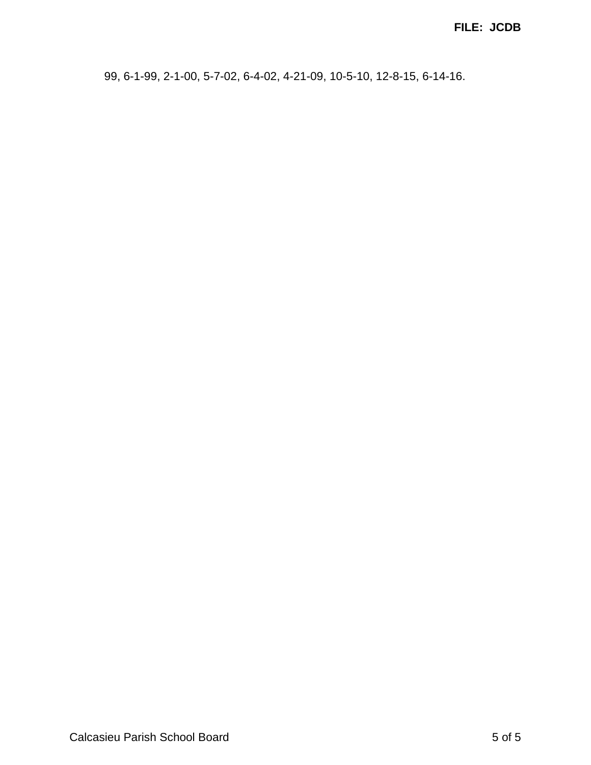99, 6-1-99, 2-1-00, 5-7-02, 6-4-02, 4-21-09, 10-5-10, 12-8-15, 6-14-16.